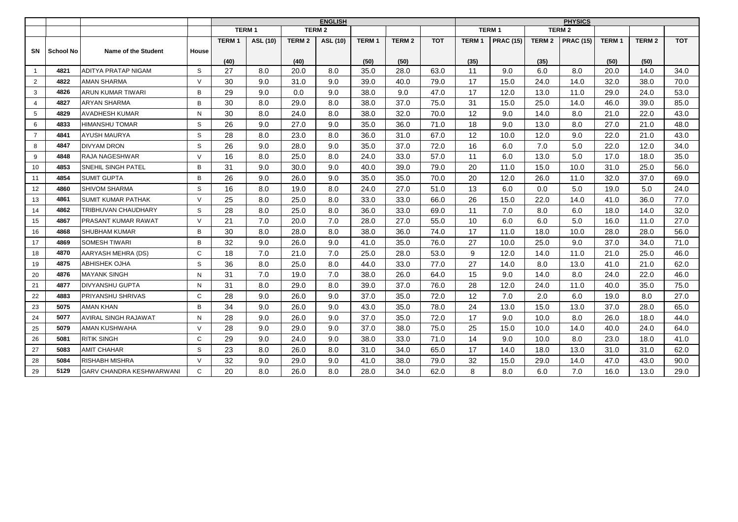| | | | | ENGLISH | | | | | | | PHYSICS | | | | | | |
|---|---|---|---|---|---|---|---|---|---|---|---|---|---|---|---|---|---|
| | | | | TERM 1 | | TERM 2 | | | | | TERM 1 | | TERM 2 | | | | |
| SN | School No | Name of the Student | House | TERM 1 (40) | ASL (10) | TERM 2 (40) | ASL (10) | TERM 1 (50) | TERM 2 (50) | TOT | TERM 1 (35) | PRAC (15) | TERM 2 (35) | PRAC (15) | TERM 1 (50) | TERM 2 (50) | TOT |
| 1 | 4821 | ADITYA PRATAP NIGAM | S | 27 | 8.0 | 20.0 | 8.0 | 35.0 | 28.0 | 63.0 | 11 | 9.0 | 6.0 | 8.0 | 20.0 | 14.0 | 34.0 |
| 2 | 4822 | AMAN SHARMA | V | 30 | 9.0 | 31.0 | 9.0 | 39.0 | 40.0 | 79.0 | 17 | 15.0 | 24.0 | 14.0 | 32.0 | 38.0 | 70.0 |
| 3 | 4826 | ARUN KUMAR TIWARI | B | 29 | 9.0 | 0.0 | 9.0 | 38.0 | 9.0 | 47.0 | 17 | 12.0 | 13.0 | 11.0 | 29.0 | 24.0 | 53.0 |
| 4 | 4827 | ARYAN SHARMA | B | 30 | 8.0 | 29.0 | 8.0 | 38.0 | 37.0 | 75.0 | 31 | 15.0 | 25.0 | 14.0 | 46.0 | 39.0 | 85.0 |
| 5 | 4829 | AVADHESH KUMAR | N | 30 | 8.0 | 24.0 | 8.0 | 38.0 | 32.0 | 70.0 | 12 | 9.0 | 14.0 | 8.0 | 21.0 | 22.0 | 43.0 |
| 6 | 4833 | HIMANSHU TOMAR | S | 26 | 9.0 | 27.0 | 9.0 | 35.0 | 36.0 | 71.0 | 18 | 9.0 | 13.0 | 8.0 | 27.0 | 21.0 | 48.0 |
| 7 | 4841 | AYUSH MAURYA | S | 28 | 8.0 | 23.0 | 8.0 | 36.0 | 31.0 | 67.0 | 12 | 10.0 | 12.0 | 9.0 | 22.0 | 21.0 | 43.0 |
| 8 | 4847 | DIVYAM DRON | S | 26 | 9.0 | 28.0 | 9.0 | 35.0 | 37.0 | 72.0 | 16 | 6.0 | 7.0 | 5.0 | 22.0 | 12.0 | 34.0 |
| 9 | 4848 | RAJA NAGESHWAR | V | 16 | 8.0 | 25.0 | 8.0 | 24.0 | 33.0 | 57.0 | 11 | 6.0 | 13.0 | 5.0 | 17.0 | 18.0 | 35.0 |
| 10 | 4853 | SNEHIL SINGH PATEL | B | 31 | 9.0 | 30.0 | 9.0 | 40.0 | 39.0 | 79.0 | 20 | 11.0 | 15.0 | 10.0 | 31.0 | 25.0 | 56.0 |
| 11 | 4854 | SUMIT GUPTA | B | 26 | 9.0 | 26.0 | 9.0 | 35.0 | 35.0 | 70.0 | 20 | 12.0 | 26.0 | 11.0 | 32.0 | 37.0 | 69.0 |
| 12 | 4860 | SHIVOM SHARMA | S | 16 | 8.0 | 19.0 | 8.0 | 24.0 | 27.0 | 51.0 | 13 | 6.0 | 0.0 | 5.0 | 19.0 | 5.0 | 24.0 |
| 13 | 4861 | SUMIT KUMAR PATHAK | V | 25 | 8.0 | 25.0 | 8.0 | 33.0 | 33.0 | 66.0 | 26 | 15.0 | 22.0 | 14.0 | 41.0 | 36.0 | 77.0 |
| 14 | 4862 | TRIBHUVAN CHAUDHARY | S | 28 | 8.0 | 25.0 | 8.0 | 36.0 | 33.0 | 69.0 | 11 | 7.0 | 8.0 | 6.0 | 18.0 | 14.0 | 32.0 |
| 15 | 4867 | PRASANT KUMAR RAWAT | V | 21 | 7.0 | 20.0 | 7.0 | 28.0 | 27.0 | 55.0 | 10 | 6.0 | 6.0 | 5.0 | 16.0 | 11.0 | 27.0 |
| 16 | 4868 | SHUBHAM KUMAR | B | 30 | 8.0 | 28.0 | 8.0 | 38.0 | 36.0 | 74.0 | 17 | 11.0 | 18.0 | 10.0 | 28.0 | 28.0 | 56.0 |
| 17 | 4869 | SOMESH TIWARI | B | 32 | 9.0 | 26.0 | 9.0 | 41.0 | 35.0 | 76.0 | 27 | 10.0 | 25.0 | 9.0 | 37.0 | 34.0 | 71.0 |
| 18 | 4870 | AARYASH MEHRA (DS) | C | 18 | 7.0 | 21.0 | 7.0 | 25.0 | 28.0 | 53.0 | 9 | 12.0 | 14.0 | 11.0 | 21.0 | 25.0 | 46.0 |
| 19 | 4875 | ABHISHEK OJHA | S | 36 | 8.0 | 25.0 | 8.0 | 44.0 | 33.0 | 77.0 | 27 | 14.0 | 8.0 | 13.0 | 41.0 | 21.0 | 62.0 |
| 20 | 4876 | MAYANK SINGH | N | 31 | 7.0 | 19.0 | 7.0 | 38.0 | 26.0 | 64.0 | 15 | 9.0 | 14.0 | 8.0 | 24.0 | 22.0 | 46.0 |
| 21 | 4877 | DIVYANSHU GUPTA | N | 31 | 8.0 | 29.0 | 8.0 | 39.0 | 37.0 | 76.0 | 28 | 12.0 | 24.0 | 11.0 | 40.0 | 35.0 | 75.0 |
| 22 | 4883 | PRIYANSHU SHRIVAS | C | 28 | 9.0 | 26.0 | 9.0 | 37.0 | 35.0 | 72.0 | 12 | 7.0 | 2.0 | 6.0 | 19.0 | 8.0 | 27.0 |
| 23 | 5075 | AMAN KHAN | B | 34 | 9.0 | 26.0 | 9.0 | 43.0 | 35.0 | 78.0 | 24 | 13.0 | 15.0 | 13.0 | 37.0 | 28.0 | 65.0 |
| 24 | 5077 | AVIRAL SINGH RAJAWAT | N | 28 | 9.0 | 26.0 | 9.0 | 37.0 | 35.0 | 72.0 | 17 | 9.0 | 10.0 | 8.0 | 26.0 | 18.0 | 44.0 |
| 25 | 5079 | AMAN KUSHWAHA | V | 28 | 9.0 | 29.0 | 9.0 | 37.0 | 38.0 | 75.0 | 25 | 15.0 | 10.0 | 14.0 | 40.0 | 24.0 | 64.0 |
| 26 | 5081 | RITIK SINGH | C | 29 | 9.0 | 24.0 | 9.0 | 38.0 | 33.0 | 71.0 | 14 | 9.0 | 10.0 | 8.0 | 23.0 | 18.0 | 41.0 |
| 27 | 5083 | AMIT CHAHAR | S | 23 | 8.0 | 26.0 | 8.0 | 31.0 | 34.0 | 65.0 | 17 | 14.0 | 18.0 | 13.0 | 31.0 | 31.0 | 62.0 |
| 28 | 5084 | RISHABH MISHRA | V | 32 | 9.0 | 29.0 | 9.0 | 41.0 | 38.0 | 79.0 | 32 | 15.0 | 29.0 | 14.0 | 47.0 | 43.0 | 90.0 |
| 29 | 5129 | GARV CHANDRA KESHWARWANI | C | 20 | 8.0 | 26.0 | 8.0 | 28.0 | 34.0 | 62.0 | 8 | 8.0 | 6.0 | 7.0 | 16.0 | 13.0 | 29.0 |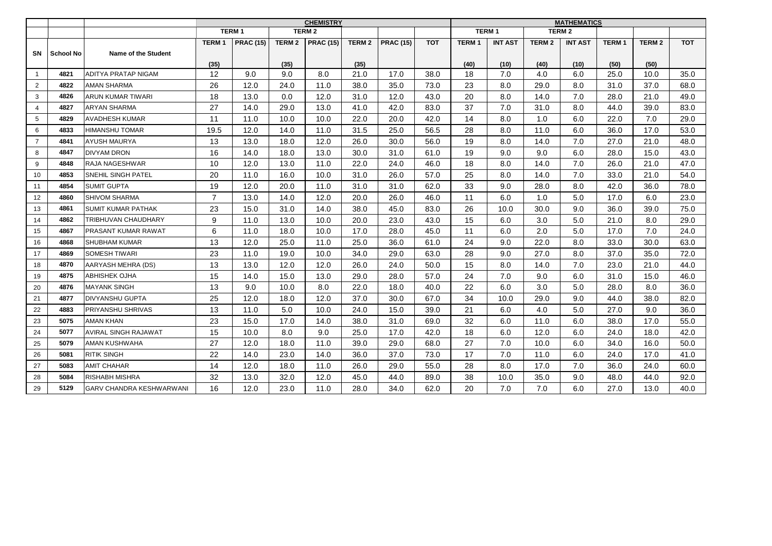| | | | CHEMISTRY | | | | | | | MATHEMATICS | | | | | | |
|---|---|---|---|---|---|---|---|---|---|---|---|---|---|---|---|---|
| | | | TERM 1 | | TERM 2 | | | | | TERM 1 | | TERM 2 | | | | |
| SN | School No | Name of the Student | TERM 1 (35) | PRAC (15) | TERM 2 (35) | PRAC (15) | TERM 2 (35) | PRAC (15) | TOT | TERM 1 (40) | INT AST (10) | TERM 2 (40) | INT AST (10) | TERM 1 (50) | TERM 2 (50) | TOT |
| 1 | 4821 | ADITYA PRATAP NIGAM | 12 | 9.0 | 9.0 | 8.0 | 21.0 | 17.0 | 38.0 | 18 | 7.0 | 4.0 | 6.0 | 25.0 | 10.0 | 35.0 |
| 2 | 4822 | AMAN SHARMA | 26 | 12.0 | 24.0 | 11.0 | 38.0 | 35.0 | 73.0 | 23 | 8.0 | 29.0 | 8.0 | 31.0 | 37.0 | 68.0 |
| 3 | 4826 | ARUN KUMAR TIWARI | 18 | 13.0 | 0.0 | 12.0 | 31.0 | 12.0 | 43.0 | 20 | 8.0 | 14.0 | 7.0 | 28.0 | 21.0 | 49.0 |
| 4 | 4827 | ARYAN SHARMA | 27 | 14.0 | 29.0 | 13.0 | 41.0 | 42.0 | 83.0 | 37 | 7.0 | 31.0 | 8.0 | 44.0 | 39.0 | 83.0 |
| 5 | 4829 | AVADHESH KUMAR | 11 | 11.0 | 10.0 | 10.0 | 22.0 | 20.0 | 42.0 | 14 | 8.0 | 1.0 | 6.0 | 22.0 | 7.0 | 29.0 |
| 6 | 4833 | HIMANSHU TOMAR | 19.5 | 12.0 | 14.0 | 11.0 | 31.5 | 25.0 | 56.5 | 28 | 8.0 | 11.0 | 6.0 | 36.0 | 17.0 | 53.0 |
| 7 | 4841 | AYUSH MAURYA | 13 | 13.0 | 18.0 | 12.0 | 26.0 | 30.0 | 56.0 | 19 | 8.0 | 14.0 | 7.0 | 27.0 | 21.0 | 48.0 |
| 8 | 4847 | DIVYAM DRON | 16 | 14.0 | 18.0 | 13.0 | 30.0 | 31.0 | 61.0 | 19 | 9.0 | 9.0 | 6.0 | 28.0 | 15.0 | 43.0 |
| 9 | 4848 | RAJA NAGESHWAR | 10 | 12.0 | 13.0 | 11.0 | 22.0 | 24.0 | 46.0 | 18 | 8.0 | 14.0 | 7.0 | 26.0 | 21.0 | 47.0 |
| 10 | 4853 | SNEHIL SINGH PATEL | 20 | 11.0 | 16.0 | 10.0 | 31.0 | 26.0 | 57.0 | 25 | 8.0 | 14.0 | 7.0 | 33.0 | 21.0 | 54.0 |
| 11 | 4854 | SUMIT GUPTA | 19 | 12.0 | 20.0 | 11.0 | 31.0 | 31.0 | 62.0 | 33 | 9.0 | 28.0 | 8.0 | 42.0 | 36.0 | 78.0 |
| 12 | 4860 | SHIVOM SHARMA | 7 | 13.0 | 14.0 | 12.0 | 20.0 | 26.0 | 46.0 | 11 | 6.0 | 1.0 | 5.0 | 17.0 | 6.0 | 23.0 |
| 13 | 4861 | SUMIT KUMAR PATHAK | 23 | 15.0 | 31.0 | 14.0 | 38.0 | 45.0 | 83.0 | 26 | 10.0 | 30.0 | 9.0 | 36.0 | 39.0 | 75.0 |
| 14 | 4862 | TRIBHUVAN CHAUDHARY | 9 | 11.0 | 13.0 | 10.0 | 20.0 | 23.0 | 43.0 | 15 | 6.0 | 3.0 | 5.0 | 21.0 | 8.0 | 29.0 |
| 15 | 4867 | PRASANT KUMAR RAWAT | 6 | 11.0 | 18.0 | 10.0 | 17.0 | 28.0 | 45.0 | 11 | 6.0 | 2.0 | 5.0 | 17.0 | 7.0 | 24.0 |
| 16 | 4868 | SHUBHAM KUMAR | 13 | 12.0 | 25.0 | 11.0 | 25.0 | 36.0 | 61.0 | 24 | 9.0 | 22.0 | 8.0 | 33.0 | 30.0 | 63.0 |
| 17 | 4869 | SOMESH TIWARI | 23 | 11.0 | 19.0 | 10.0 | 34.0 | 29.0 | 63.0 | 28 | 9.0 | 27.0 | 8.0 | 37.0 | 35.0 | 72.0 |
| 18 | 4870 | AARYASH MEHRA (DS) | 13 | 13.0 | 12.0 | 12.0 | 26.0 | 24.0 | 50.0 | 15 | 8.0 | 14.0 | 7.0 | 23.0 | 21.0 | 44.0 |
| 19 | 4875 | ABHISHEK OJHA | 15 | 14.0 | 15.0 | 13.0 | 29.0 | 28.0 | 57.0 | 24 | 7.0 | 9.0 | 6.0 | 31.0 | 15.0 | 46.0 |
| 20 | 4876 | MAYANK SINGH | 13 | 9.0 | 10.0 | 8.0 | 22.0 | 18.0 | 40.0 | 22 | 6.0 | 3.0 | 5.0 | 28.0 | 8.0 | 36.0 |
| 21 | 4877 | DIVYANSHU GUPTA | 25 | 12.0 | 18.0 | 12.0 | 37.0 | 30.0 | 67.0 | 34 | 10.0 | 29.0 | 9.0 | 44.0 | 38.0 | 82.0 |
| 22 | 4883 | PRIYANSHU SHRIVAS | 13 | 11.0 | 5.0 | 10.0 | 24.0 | 15.0 | 39.0 | 21 | 6.0 | 4.0 | 5.0 | 27.0 | 9.0 | 36.0 |
| 23 | 5075 | AMAN KHAN | 23 | 15.0 | 17.0 | 14.0 | 38.0 | 31.0 | 69.0 | 32 | 6.0 | 11.0 | 6.0 | 38.0 | 17.0 | 55.0 |
| 24 | 5077 | AVIRAL SINGH RAJAWAT | 15 | 10.0 | 8.0 | 9.0 | 25.0 | 17.0 | 42.0 | 18 | 6.0 | 12.0 | 6.0 | 24.0 | 18.0 | 42.0 |
| 25 | 5079 | AMAN KUSHWAHA | 27 | 12.0 | 18.0 | 11.0 | 39.0 | 29.0 | 68.0 | 27 | 7.0 | 10.0 | 6.0 | 34.0 | 16.0 | 50.0 |
| 26 | 5081 | RITIK SINGH | 22 | 14.0 | 23.0 | 14.0 | 36.0 | 37.0 | 73.0 | 17 | 7.0 | 11.0 | 6.0 | 24.0 | 17.0 | 41.0 |
| 27 | 5083 | AMIT CHAHAR | 14 | 12.0 | 18.0 | 11.0 | 26.0 | 29.0 | 55.0 | 28 | 8.0 | 17.0 | 7.0 | 36.0 | 24.0 | 60.0 |
| 28 | 5084 | RISHABH MISHRA | 32 | 13.0 | 32.0 | 12.0 | 45.0 | 44.0 | 89.0 | 38 | 10.0 | 35.0 | 9.0 | 48.0 | 44.0 | 92.0 |
| 29 | 5129 | GARV CHANDRA KESHWARWANI | 16 | 12.0 | 23.0 | 11.0 | 28.0 | 34.0 | 62.0 | 20 | 7.0 | 7.0 | 6.0 | 27.0 | 13.0 | 40.0 |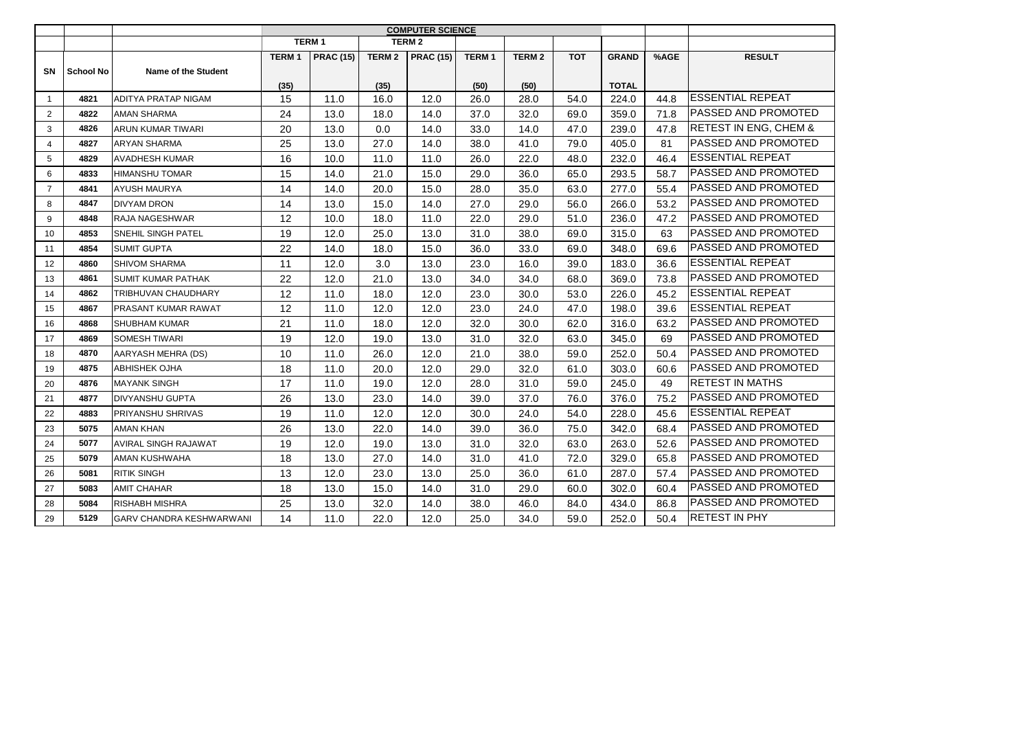| | | | COMPUTER SCIENCE | | | | | | | | | |
|---|---|---|---|---|---|---|---|---|---|---|---|---|
| | | | TERM 1 | | TERM 2 | | | | | | | |
| SN | School No | Name of the Student | TERM 1 (35) | PRAC (15) | TERM 2 (35) | PRAC (15) | TERM 1 (50) | TERM 2 (50) | TOT | GRAND TOTAL | %AGE | RESULT |
| 1 | 4821 | ADITYA PRATAP NIGAM | 15 | 11.0 | 16.0 | 12.0 | 26.0 | 28.0 | 54.0 | 224.0 | 44.8 | ESSENTIAL REPEAT |
| 2 | 4822 | AMAN SHARMA | 24 | 13.0 | 18.0 | 14.0 | 37.0 | 32.0 | 69.0 | 359.0 | 71.8 | PASSED AND PROMOTED |
| 3 | 4826 | ARUN KUMAR TIWARI | 20 | 13.0 | 0.0 | 14.0 | 33.0 | 14.0 | 47.0 | 239.0 | 47.8 | RETEST IN ENG, CHEM & |
| 4 | 4827 | ARYAN SHARMA | 25 | 13.0 | 27.0 | 14.0 | 38.0 | 41.0 | 79.0 | 405.0 | 81 | PASSED AND PROMOTED |
| 5 | 4829 | AVADHESH KUMAR | 16 | 10.0 | 11.0 | 11.0 | 26.0 | 22.0 | 48.0 | 232.0 | 46.4 | ESSENTIAL REPEAT |
| 6 | 4833 | HIMANSHU TOMAR | 15 | 14.0 | 21.0 | 15.0 | 29.0 | 36.0 | 65.0 | 293.5 | 58.7 | PASSED AND PROMOTED |
| 7 | 4841 | AYUSH MAURYA | 14 | 14.0 | 20.0 | 15.0 | 28.0 | 35.0 | 63.0 | 277.0 | 55.4 | PASSED AND PROMOTED |
| 8 | 4847 | DIVYAM DRON | 14 | 13.0 | 15.0 | 14.0 | 27.0 | 29.0 | 56.0 | 266.0 | 53.2 | PASSED AND PROMOTED |
| 9 | 4848 | RAJA NAGESHWAR | 12 | 10.0 | 18.0 | 11.0 | 22.0 | 29.0 | 51.0 | 236.0 | 47.2 | PASSED AND PROMOTED |
| 10 | 4853 | SNEHIL SINGH PATEL | 19 | 12.0 | 25.0 | 13.0 | 31.0 | 38.0 | 69.0 | 315.0 | 63 | PASSED AND PROMOTED |
| 11 | 4854 | SUMIT GUPTA | 22 | 14.0 | 18.0 | 15.0 | 36.0 | 33.0 | 69.0 | 348.0 | 69.6 | PASSED AND PROMOTED |
| 12 | 4860 | SHIVOM SHARMA | 11 | 12.0 | 3.0 | 13.0 | 23.0 | 16.0 | 39.0 | 183.0 | 36.6 | ESSENTIAL REPEAT |
| 13 | 4861 | SUMIT KUMAR PATHAK | 22 | 12.0 | 21.0 | 13.0 | 34.0 | 34.0 | 68.0 | 369.0 | 73.8 | PASSED AND PROMOTED |
| 14 | 4862 | TRIBHUVAN CHAUDHARY | 12 | 11.0 | 18.0 | 12.0 | 23.0 | 30.0 | 53.0 | 226.0 | 45.2 | ESSENTIAL REPEAT |
| 15 | 4867 | PRASANT KUMAR RAWAT | 12 | 11.0 | 12.0 | 12.0 | 23.0 | 24.0 | 47.0 | 198.0 | 39.6 | ESSENTIAL REPEAT |
| 16 | 4868 | SHUBHAM KUMAR | 21 | 11.0 | 18.0 | 12.0 | 32.0 | 30.0 | 62.0 | 316.0 | 63.2 | PASSED AND PROMOTED |
| 17 | 4869 | SOMESH TIWARI | 19 | 12.0 | 19.0 | 13.0 | 31.0 | 32.0 | 63.0 | 345.0 | 69 | PASSED AND PROMOTED |
| 18 | 4870 | AARYASH MEHRA (DS) | 10 | 11.0 | 26.0 | 12.0 | 21.0 | 38.0 | 59.0 | 252.0 | 50.4 | PASSED AND PROMOTED |
| 19 | 4875 | ABHISHEK OJHA | 18 | 11.0 | 20.0 | 12.0 | 29.0 | 32.0 | 61.0 | 303.0 | 60.6 | PASSED AND PROMOTED |
| 20 | 4876 | MAYANK SINGH | 17 | 11.0 | 19.0 | 12.0 | 28.0 | 31.0 | 59.0 | 245.0 | 49 | RETEST IN MATHS |
| 21 | 4877 | DIVYANSHU GUPTA | 26 | 13.0 | 23.0 | 14.0 | 39.0 | 37.0 | 76.0 | 376.0 | 75.2 | PASSED AND PROMOTED |
| 22 | 4883 | PRIYANSHU SHRIVAS | 19 | 11.0 | 12.0 | 12.0 | 30.0 | 24.0 | 54.0 | 228.0 | 45.6 | ESSENTIAL REPEAT |
| 23 | 5075 | AMAN KHAN | 26 | 13.0 | 22.0 | 14.0 | 39.0 | 36.0 | 75.0 | 342.0 | 68.4 | PASSED AND PROMOTED |
| 24 | 5077 | AVIRAL SINGH RAJAWAT | 19 | 12.0 | 19.0 | 13.0 | 31.0 | 32.0 | 63.0 | 263.0 | 52.6 | PASSED AND PROMOTED |
| 25 | 5079 | AMAN KUSHWAHA | 18 | 13.0 | 27.0 | 14.0 | 31.0 | 41.0 | 72.0 | 329.0 | 65.8 | PASSED AND PROMOTED |
| 26 | 5081 | RITIK SINGH | 13 | 12.0 | 23.0 | 13.0 | 25.0 | 36.0 | 61.0 | 287.0 | 57.4 | PASSED AND PROMOTED |
| 27 | 5083 | AMIT CHAHAR | 18 | 13.0 | 15.0 | 14.0 | 31.0 | 29.0 | 60.0 | 302.0 | 60.4 | PASSED AND PROMOTED |
| 28 | 5084 | RISHABH MISHRA | 25 | 13.0 | 32.0 | 14.0 | 38.0 | 46.0 | 84.0 | 434.0 | 86.8 | PASSED AND PROMOTED |
| 29 | 5129 | GARV CHANDRA KESHWARWANI | 14 | 11.0 | 22.0 | 12.0 | 25.0 | 34.0 | 59.0 | 252.0 | 50.4 | RETEST IN PHY |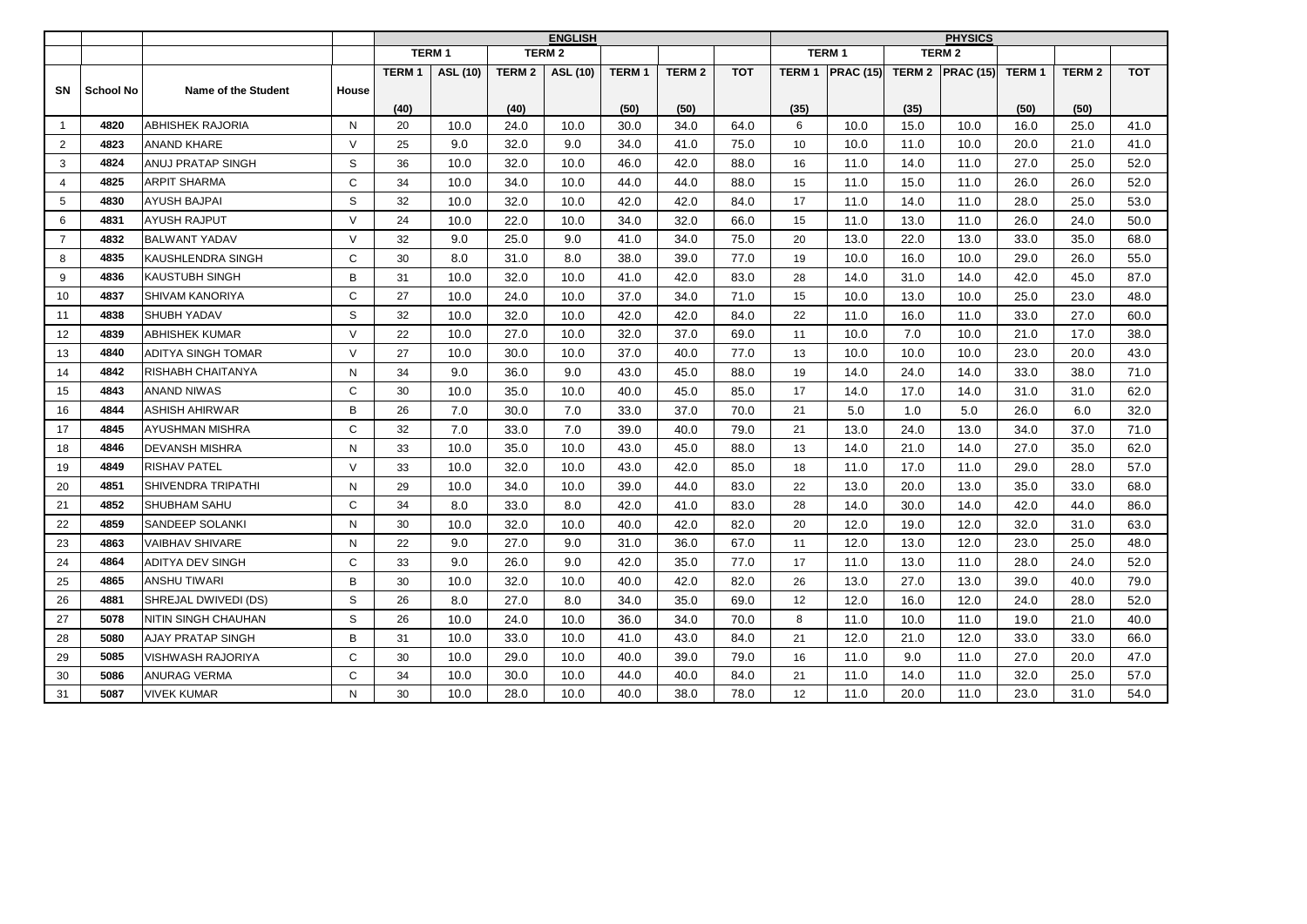| | | | | ENGLISH | | | | | | | PHYSICS | | | | | | |
|---|---|---|---|---|---|---|---|---|---|---|---|---|---|---|---|---|---|
| | | | | TERM 1 | | TERM 2 | | | | | TERM 1 | | TERM 2 | | | | |
| SN | School No | Name of the Student | House | TERM 1 (40) | ASL (10) | TERM 2 (40) | ASL (10) | TERM 1 (50) | TERM 2 (50) | TOT | TERM 1 (35) | PRAC (15) | TERM 2 (35) | PRAC (15) | TERM 1 (50) | TERM 2 (50) | TOT |
| 1 | 4820 | ABHISHEK RAJORIA | N | 20 | 10.0 | 24.0 | 10.0 | 30.0 | 34.0 | 64.0 | 6 | 10.0 | 15.0 | 10.0 | 16.0 | 25.0 | 41.0 |
| 2 | 4823 | ANAND KHARE | V | 25 | 9.0 | 32.0 | 9.0 | 34.0 | 41.0 | 75.0 | 10 | 10.0 | 11.0 | 10.0 | 20.0 | 21.0 | 41.0 |
| 3 | 4824 | ANUJ PRATAP SINGH | S | 36 | 10.0 | 32.0 | 10.0 | 46.0 | 42.0 | 88.0 | 16 | 11.0 | 14.0 | 11.0 | 27.0 | 25.0 | 52.0 |
| 4 | 4825 | ARPIT SHARMA | C | 34 | 10.0 | 34.0 | 10.0 | 44.0 | 44.0 | 88.0 | 15 | 11.0 | 15.0 | 11.0 | 26.0 | 26.0 | 52.0 |
| 5 | 4830 | AYUSH BAJPAI | S | 32 | 10.0 | 32.0 | 10.0 | 42.0 | 42.0 | 84.0 | 17 | 11.0 | 14.0 | 11.0 | 28.0 | 25.0 | 53.0 |
| 6 | 4831 | AYUSH RAJPUT | V | 24 | 10.0 | 22.0 | 10.0 | 34.0 | 32.0 | 66.0 | 15 | 11.0 | 13.0 | 11.0 | 26.0 | 24.0 | 50.0 |
| 7 | 4832 | BALWANT YADAV | V | 32 | 9.0 | 25.0 | 9.0 | 41.0 | 34.0 | 75.0 | 20 | 13.0 | 22.0 | 13.0 | 33.0 | 35.0 | 68.0 |
| 8 | 4835 | KAUSHLENDRA SINGH | C | 30 | 8.0 | 31.0 | 8.0 | 38.0 | 39.0 | 77.0 | 19 | 10.0 | 16.0 | 10.0 | 29.0 | 26.0 | 55.0 |
| 9 | 4836 | KAUSTUBH SINGH | B | 31 | 10.0 | 32.0 | 10.0 | 41.0 | 42.0 | 83.0 | 28 | 14.0 | 31.0 | 14.0 | 42.0 | 45.0 | 87.0 |
| 10 | 4837 | SHIVAM KANORIYA | C | 27 | 10.0 | 24.0 | 10.0 | 37.0 | 34.0 | 71.0 | 15 | 10.0 | 13.0 | 10.0 | 25.0 | 23.0 | 48.0 |
| 11 | 4838 | SHUBH YADAV | S | 32 | 10.0 | 32.0 | 10.0 | 42.0 | 42.0 | 84.0 | 22 | 11.0 | 16.0 | 11.0 | 33.0 | 27.0 | 60.0 |
| 12 | 4839 | ABHISHEK KUMAR | V | 22 | 10.0 | 27.0 | 10.0 | 32.0 | 37.0 | 69.0 | 11 | 10.0 | 7.0 | 10.0 | 21.0 | 17.0 | 38.0 |
| 13 | 4840 | ADITYA SINGH TOMAR | V | 27 | 10.0 | 30.0 | 10.0 | 37.0 | 40.0 | 77.0 | 13 | 10.0 | 10.0 | 10.0 | 23.0 | 20.0 | 43.0 |
| 14 | 4842 | RISHABH CHAITANYA | N | 34 | 9.0 | 36.0 | 9.0 | 43.0 | 45.0 | 88.0 | 19 | 14.0 | 24.0 | 14.0 | 33.0 | 38.0 | 71.0 |
| 15 | 4843 | ANAND NIWAS | C | 30 | 10.0 | 35.0 | 10.0 | 40.0 | 45.0 | 85.0 | 17 | 14.0 | 17.0 | 14.0 | 31.0 | 31.0 | 62.0 |
| 16 | 4844 | ASHISH AHIRWAR | B | 26 | 7.0 | 30.0 | 7.0 | 33.0 | 37.0 | 70.0 | 21 | 5.0 | 1.0 | 5.0 | 26.0 | 6.0 | 32.0 |
| 17 | 4845 | AYUSHMAN MISHRA | C | 32 | 7.0 | 33.0 | 7.0 | 39.0 | 40.0 | 79.0 | 21 | 13.0 | 24.0 | 13.0 | 34.0 | 37.0 | 71.0 |
| 18 | 4846 | DEVANSH MISHRA | N | 33 | 10.0 | 35.0 | 10.0 | 43.0 | 45.0 | 88.0 | 13 | 14.0 | 21.0 | 14.0 | 27.0 | 35.0 | 62.0 |
| 19 | 4849 | RISHAV PATEL | V | 33 | 10.0 | 32.0 | 10.0 | 43.0 | 42.0 | 85.0 | 18 | 11.0 | 17.0 | 11.0 | 29.0 | 28.0 | 57.0 |
| 20 | 4851 | SHIVENDRA TRIPATHI | N | 29 | 10.0 | 34.0 | 10.0 | 39.0 | 44.0 | 83.0 | 22 | 13.0 | 20.0 | 13.0 | 35.0 | 33.0 | 68.0 |
| 21 | 4852 | SHUBHAM SAHU | C | 34 | 8.0 | 33.0 | 8.0 | 42.0 | 41.0 | 83.0 | 28 | 14.0 | 30.0 | 14.0 | 42.0 | 44.0 | 86.0 |
| 22 | 4859 | SANDEEP SOLANKI | N | 30 | 10.0 | 32.0 | 10.0 | 40.0 | 42.0 | 82.0 | 20 | 12.0 | 19.0 | 12.0 | 32.0 | 31.0 | 63.0 |
| 23 | 4863 | VAIBHAV SHIVARE | N | 22 | 9.0 | 27.0 | 9.0 | 31.0 | 36.0 | 67.0 | 11 | 12.0 | 13.0 | 12.0 | 23.0 | 25.0 | 48.0 |
| 24 | 4864 | ADITYA DEV SINGH | C | 33 | 9.0 | 26.0 | 9.0 | 42.0 | 35.0 | 77.0 | 17 | 11.0 | 13.0 | 11.0 | 28.0 | 24.0 | 52.0 |
| 25 | 4865 | ANSHU TIWARI | B | 30 | 10.0 | 32.0 | 10.0 | 40.0 | 42.0 | 82.0 | 26 | 13.0 | 27.0 | 13.0 | 39.0 | 40.0 | 79.0 |
| 26 | 4881 | SHREJAL DWIVEDI (DS) | S | 26 | 8.0 | 27.0 | 8.0 | 34.0 | 35.0 | 69.0 | 12 | 12.0 | 16.0 | 12.0 | 24.0 | 28.0 | 52.0 |
| 27 | 5078 | NITIN SINGH CHAUHAN | S | 26 | 10.0 | 24.0 | 10.0 | 36.0 | 34.0 | 70.0 | 8 | 11.0 | 10.0 | 11.0 | 19.0 | 21.0 | 40.0 |
| 28 | 5080 | AJAY PRATAP SINGH | B | 31 | 10.0 | 33.0 | 10.0 | 41.0 | 43.0 | 84.0 | 21 | 12.0 | 21.0 | 12.0 | 33.0 | 33.0 | 66.0 |
| 29 | 5085 | VISHWASH RAJORIYA | C | 30 | 10.0 | 29.0 | 10.0 | 40.0 | 39.0 | 79.0 | 16 | 11.0 | 9.0 | 11.0 | 27.0 | 20.0 | 47.0 |
| 30 | 5086 | ANURAG VERMA | C | 34 | 10.0 | 30.0 | 10.0 | 44.0 | 40.0 | 84.0 | 21 | 11.0 | 14.0 | 11.0 | 32.0 | 25.0 | 57.0 |
| 31 | 5087 | VIVEK KUMAR | N | 30 | 10.0 | 28.0 | 10.0 | 40.0 | 38.0 | 78.0 | 12 | 11.0 | 20.0 | 11.0 | 23.0 | 31.0 | 54.0 |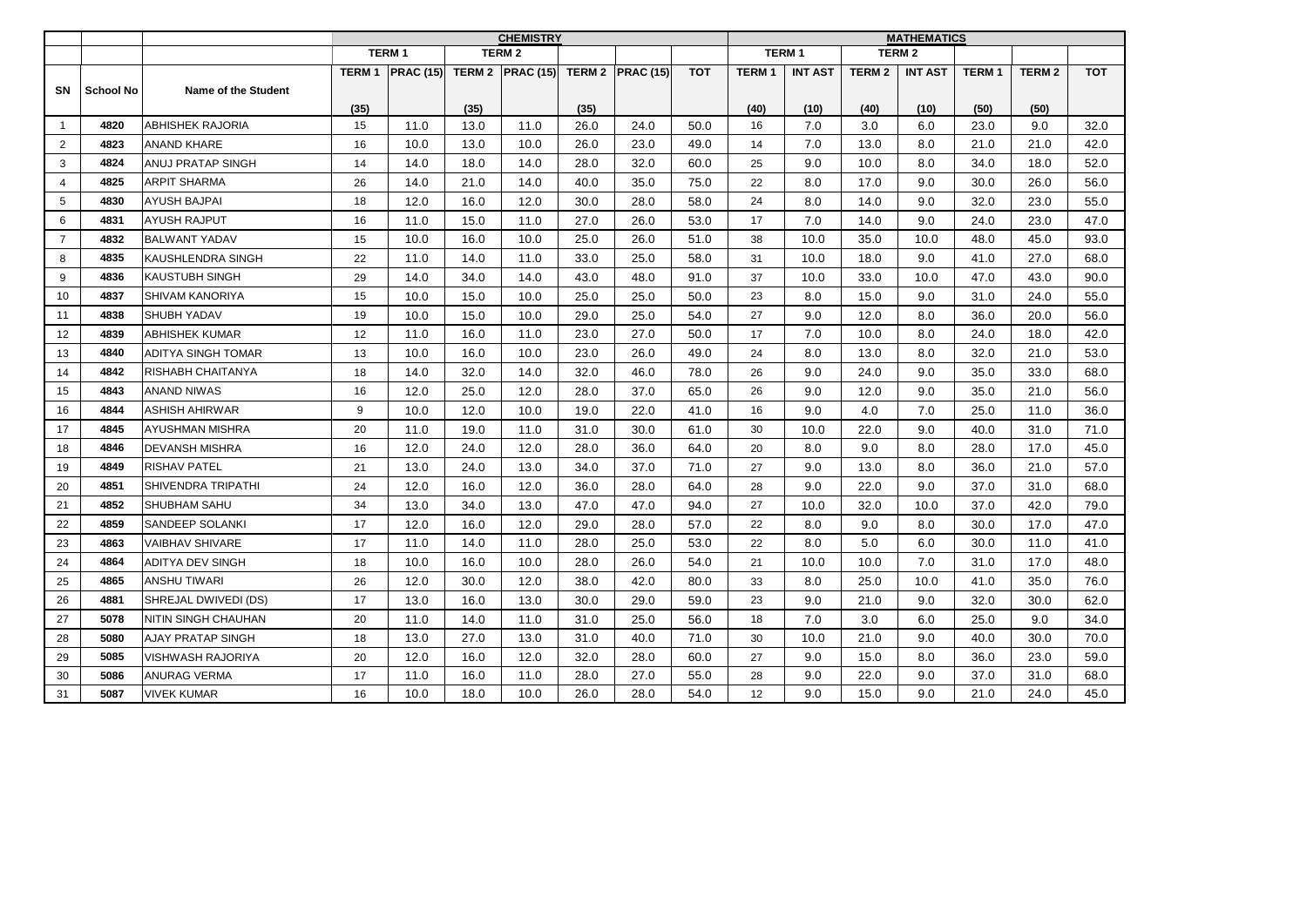| | | | CHEMISTRY | | | | | | | MATHEMATICS | | | | | | |
|---|---|---|---|---|---|---|---|---|---|---|---|---|---|---|---|---|
| | | | TERM 1 | | TERM 2 | | | | | TERM 1 | | TERM 2 | | | | |
| SN | School No | Name of the Student | TERM 1 (35) | PRAC (15) | TERM 2 (35) | PRAC (15) | TERM 2 (35) | PRAC (15) | TOT | TERM 1 (40) | INT AST (10) | TERM 2 (40) | INT AST (10) | TERM 1 (50) | TERM 2 (50) | TOT |
| 1 | 4820 | ABHISHEK RAJORIA | 15 | 11.0 | 13.0 | 11.0 | 26.0 | 24.0 | 50.0 | 16 | 7.0 | 3.0 | 6.0 | 23.0 | 9.0 | 32.0 |
| 2 | 4823 | ANAND KHARE | 16 | 10.0 | 13.0 | 10.0 | 26.0 | 23.0 | 49.0 | 14 | 7.0 | 13.0 | 8.0 | 21.0 | 21.0 | 42.0 |
| 3 | 4824 | ANUJ PRATAP SINGH | 14 | 14.0 | 18.0 | 14.0 | 28.0 | 32.0 | 60.0 | 25 | 9.0 | 10.0 | 8.0 | 34.0 | 18.0 | 52.0 |
| 4 | 4825 | ARPIT SHARMA | 26 | 14.0 | 21.0 | 14.0 | 40.0 | 35.0 | 75.0 | 22 | 8.0 | 17.0 | 9.0 | 30.0 | 26.0 | 56.0 |
| 5 | 4830 | AYUSH BAJPAI | 18 | 12.0 | 16.0 | 12.0 | 30.0 | 28.0 | 58.0 | 24 | 8.0 | 14.0 | 9.0 | 32.0 | 23.0 | 55.0 |
| 6 | 4831 | AYUSH RAJPUT | 16 | 11.0 | 15.0 | 11.0 | 27.0 | 26.0 | 53.0 | 17 | 7.0 | 14.0 | 9.0 | 24.0 | 23.0 | 47.0 |
| 7 | 4832 | BALWANT YADAV | 15 | 10.0 | 16.0 | 10.0 | 25.0 | 26.0 | 51.0 | 38 | 10.0 | 35.0 | 10.0 | 48.0 | 45.0 | 93.0 |
| 8 | 4835 | KAUSHLENDRA SINGH | 22 | 11.0 | 14.0 | 11.0 | 33.0 | 25.0 | 58.0 | 31 | 10.0 | 18.0 | 9.0 | 41.0 | 27.0 | 68.0 |
| 9 | 4836 | KAUSTUBH SINGH | 29 | 14.0 | 34.0 | 14.0 | 43.0 | 48.0 | 91.0 | 37 | 10.0 | 33.0 | 10.0 | 47.0 | 43.0 | 90.0 |
| 10 | 4837 | SHIVAM KANORIYA | 15 | 10.0 | 15.0 | 10.0 | 25.0 | 25.0 | 50.0 | 23 | 8.0 | 15.0 | 9.0 | 31.0 | 24.0 | 55.0 |
| 11 | 4838 | SHUBH YADAV | 19 | 10.0 | 15.0 | 10.0 | 29.0 | 25.0 | 54.0 | 27 | 9.0 | 12.0 | 8.0 | 36.0 | 20.0 | 56.0 |
| 12 | 4839 | ABHISHEK KUMAR | 12 | 11.0 | 16.0 | 11.0 | 23.0 | 27.0 | 50.0 | 17 | 7.0 | 10.0 | 8.0 | 24.0 | 18.0 | 42.0 |
| 13 | 4840 | ADITYA SINGH TOMAR | 13 | 10.0 | 16.0 | 10.0 | 23.0 | 26.0 | 49.0 | 24 | 8.0 | 13.0 | 8.0 | 32.0 | 21.0 | 53.0 |
| 14 | 4842 | RISHABH CHAITANYA | 18 | 14.0 | 32.0 | 14.0 | 32.0 | 46.0 | 78.0 | 26 | 9.0 | 24.0 | 9.0 | 35.0 | 33.0 | 68.0 |
| 15 | 4843 | ANAND NIWAS | 16 | 12.0 | 25.0 | 12.0 | 28.0 | 37.0 | 65.0 | 26 | 9.0 | 12.0 | 9.0 | 35.0 | 21.0 | 56.0 |
| 16 | 4844 | ASHISH AHIRWAR | 9 | 10.0 | 12.0 | 10.0 | 19.0 | 22.0 | 41.0 | 16 | 9.0 | 4.0 | 7.0 | 25.0 | 11.0 | 36.0 |
| 17 | 4845 | AYUSHMAN MISHRA | 20 | 11.0 | 19.0 | 11.0 | 31.0 | 30.0 | 61.0 | 30 | 10.0 | 22.0 | 9.0 | 40.0 | 31.0 | 71.0 |
| 18 | 4846 | DEVANSH MISHRA | 16 | 12.0 | 24.0 | 12.0 | 28.0 | 36.0 | 64.0 | 20 | 8.0 | 9.0 | 8.0 | 28.0 | 17.0 | 45.0 |
| 19 | 4849 | RISHAV PATEL | 21 | 13.0 | 24.0 | 13.0 | 34.0 | 37.0 | 71.0 | 27 | 9.0 | 13.0 | 8.0 | 36.0 | 21.0 | 57.0 |
| 20 | 4851 | SHIVENDRA TRIPATHI | 24 | 12.0 | 16.0 | 12.0 | 36.0 | 28.0 | 64.0 | 28 | 9.0 | 22.0 | 9.0 | 37.0 | 31.0 | 68.0 |
| 21 | 4852 | SHUBHAM SAHU | 34 | 13.0 | 34.0 | 13.0 | 47.0 | 47.0 | 94.0 | 27 | 10.0 | 32.0 | 10.0 | 37.0 | 42.0 | 79.0 |
| 22 | 4859 | SANDEEP SOLANKI | 17 | 12.0 | 16.0 | 12.0 | 29.0 | 28.0 | 57.0 | 22 | 8.0 | 9.0 | 8.0 | 30.0 | 17.0 | 47.0 |
| 23 | 4863 | VAIBHAV SHIVARE | 17 | 11.0 | 14.0 | 11.0 | 28.0 | 25.0 | 53.0 | 22 | 8.0 | 5.0 | 6.0 | 30.0 | 11.0 | 41.0 |
| 24 | 4864 | ADITYA DEV SINGH | 18 | 10.0 | 16.0 | 10.0 | 28.0 | 26.0 | 54.0 | 21 | 10.0 | 10.0 | 7.0 | 31.0 | 17.0 | 48.0 |
| 25 | 4865 | ANSHU TIWARI | 26 | 12.0 | 30.0 | 12.0 | 38.0 | 42.0 | 80.0 | 33 | 8.0 | 25.0 | 10.0 | 41.0 | 35.0 | 76.0 |
| 26 | 4881 | SHREJAL DWIVEDI (DS) | 17 | 13.0 | 16.0 | 13.0 | 30.0 | 29.0 | 59.0 | 23 | 9.0 | 21.0 | 9.0 | 32.0 | 30.0 | 62.0 |
| 27 | 5078 | NITIN SINGH CHAUHAN | 20 | 11.0 | 14.0 | 11.0 | 31.0 | 25.0 | 56.0 | 18 | 7.0 | 3.0 | 6.0 | 25.0 | 9.0 | 34.0 |
| 28 | 5080 | AJAY PRATAP SINGH | 18 | 13.0 | 27.0 | 13.0 | 31.0 | 40.0 | 71.0 | 30 | 10.0 | 21.0 | 9.0 | 40.0 | 30.0 | 70.0 |
| 29 | 5085 | VISHWASH RAJORIYA | 20 | 12.0 | 16.0 | 12.0 | 32.0 | 28.0 | 60.0 | 27 | 9.0 | 15.0 | 8.0 | 36.0 | 23.0 | 59.0 |
| 30 | 5086 | ANURAG VERMA | 17 | 11.0 | 16.0 | 11.0 | 28.0 | 27.0 | 55.0 | 28 | 9.0 | 22.0 | 9.0 | 37.0 | 31.0 | 68.0 |
| 31 | 5087 | VIVEK KUMAR | 16 | 10.0 | 18.0 | 10.0 | 26.0 | 28.0 | 54.0 | 12 | 9.0 | 15.0 | 9.0 | 21.0 | 24.0 | 45.0 |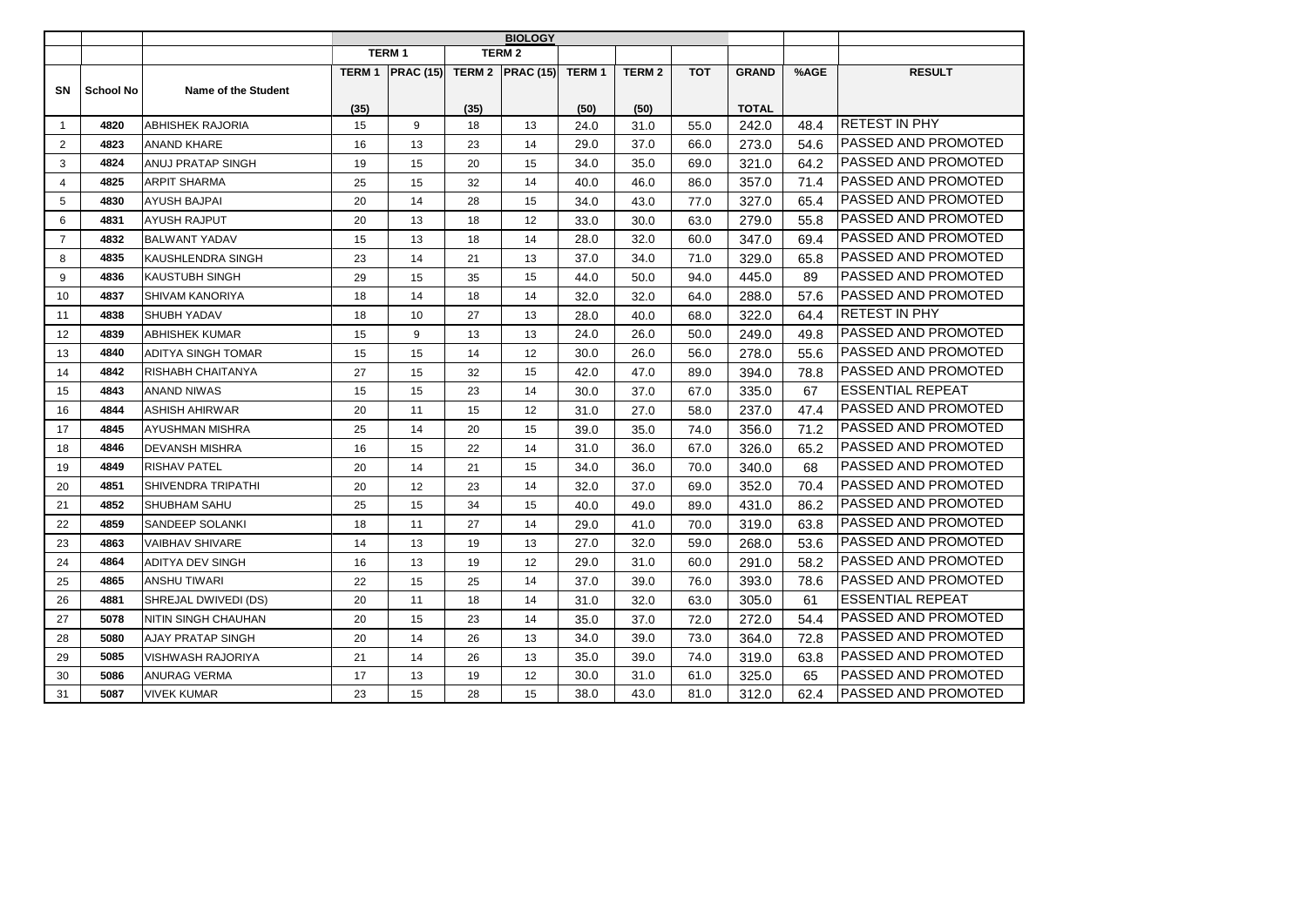| | | | BIOLOGY | | | | | | | | | | |
|---|---|---|---|---|---|---|---|---|---|---|---|---|---|
| | | | TERM 1 | | TERM 2 | | | | | | | | |
| SN | School No | Name of the Student | TERM 1 (35) | PRAC (15) | TERM 2 (35) | PRAC (15) | TERM 1 (50) | TERM 2 (50) | TOT | GRAND TOTAL | %AGE | RESULT |
| 1 | 4820 | ABHISHEK RAJORIA | 15 | 9 | 18 | 13 | 24.0 | 31.0 | 55.0 | 242.0 | 48.4 | RETEST IN PHY |
| 2 | 4823 | ANAND KHARE | 16 | 13 | 23 | 14 | 29.0 | 37.0 | 66.0 | 273.0 | 54.6 | PASSED AND PROMOTED |
| 3 | 4824 | ANUJ PRATAP SINGH | 19 | 15 | 20 | 15 | 34.0 | 35.0 | 69.0 | 321.0 | 64.2 | PASSED AND PROMOTED |
| 4 | 4825 | ARPIT SHARMA | 25 | 15 | 32 | 14 | 40.0 | 46.0 | 86.0 | 357.0 | 71.4 | PASSED AND PROMOTED |
| 5 | 4830 | AYUSH BAJPAI | 20 | 14 | 28 | 15 | 34.0 | 43.0 | 77.0 | 327.0 | 65.4 | PASSED AND PROMOTED |
| 6 | 4831 | AYUSH RAJPUT | 20 | 13 | 18 | 12 | 33.0 | 30.0 | 63.0 | 279.0 | 55.8 | PASSED AND PROMOTED |
| 7 | 4832 | BALWANT YADAV | 15 | 13 | 18 | 14 | 28.0 | 32.0 | 60.0 | 347.0 | 69.4 | PASSED AND PROMOTED |
| 8 | 4835 | KAUSHLENDRA SINGH | 23 | 14 | 21 | 13 | 37.0 | 34.0 | 71.0 | 329.0 | 65.8 | PASSED AND PROMOTED |
| 9 | 4836 | KAUSTUBH SINGH | 29 | 15 | 35 | 15 | 44.0 | 50.0 | 94.0 | 445.0 | 89 | PASSED AND PROMOTED |
| 10 | 4837 | SHIVAM KANORIYA | 18 | 14 | 18 | 14 | 32.0 | 32.0 | 64.0 | 288.0 | 57.6 | PASSED AND PROMOTED |
| 11 | 4838 | SHUBH YADAV | 18 | 10 | 27 | 13 | 28.0 | 40.0 | 68.0 | 322.0 | 64.4 | RETEST IN PHY |
| 12 | 4839 | ABHISHEK KUMAR | 15 | 9 | 13 | 13 | 24.0 | 26.0 | 50.0 | 249.0 | 49.8 | PASSED AND PROMOTED |
| 13 | 4840 | ADITYA SINGH TOMAR | 15 | 15 | 14 | 12 | 30.0 | 26.0 | 56.0 | 278.0 | 55.6 | PASSED AND PROMOTED |
| 14 | 4842 | RISHABH CHAITANYA | 27 | 15 | 32 | 15 | 42.0 | 47.0 | 89.0 | 394.0 | 78.8 | PASSED AND PROMOTED |
| 15 | 4843 | ANAND NIWAS | 15 | 15 | 23 | 14 | 30.0 | 37.0 | 67.0 | 335.0 | 67 | ESSENTIAL REPEAT |
| 16 | 4844 | ASHISH AHIRWAR | 20 | 11 | 15 | 12 | 31.0 | 27.0 | 58.0 | 237.0 | 47.4 | PASSED AND PROMOTED |
| 17 | 4845 | AYUSHMAN MISHRA | 25 | 14 | 20 | 15 | 39.0 | 35.0 | 74.0 | 356.0 | 71.2 | PASSED AND PROMOTED |
| 18 | 4846 | DEVANSH MISHRA | 16 | 15 | 22 | 14 | 31.0 | 36.0 | 67.0 | 326.0 | 65.2 | PASSED AND PROMOTED |
| 19 | 4849 | RISHAV PATEL | 20 | 14 | 21 | 15 | 34.0 | 36.0 | 70.0 | 340.0 | 68 | PASSED AND PROMOTED |
| 20 | 4851 | SHIVENDRA TRIPATHI | 20 | 12 | 23 | 14 | 32.0 | 37.0 | 69.0 | 352.0 | 70.4 | PASSED AND PROMOTED |
| 21 | 4852 | SHUBHAM SAHU | 25 | 15 | 34 | 15 | 40.0 | 49.0 | 89.0 | 431.0 | 86.2 | PASSED AND PROMOTED |
| 22 | 4859 | SANDEEP SOLANKI | 18 | 11 | 27 | 14 | 29.0 | 41.0 | 70.0 | 319.0 | 63.8 | PASSED AND PROMOTED |
| 23 | 4863 | VAIBHAV SHIVARE | 14 | 13 | 19 | 13 | 27.0 | 32.0 | 59.0 | 268.0 | 53.6 | PASSED AND PROMOTED |
| 24 | 4864 | ADITYA DEV SINGH | 16 | 13 | 19 | 12 | 29.0 | 31.0 | 60.0 | 291.0 | 58.2 | PASSED AND PROMOTED |
| 25 | 4865 | ANSHU TIWARI | 22 | 15 | 25 | 14 | 37.0 | 39.0 | 76.0 | 393.0 | 78.6 | PASSED AND PROMOTED |
| 26 | 4881 | SHREJAL DWIVEDI (DS) | 20 | 11 | 18 | 14 | 31.0 | 32.0 | 63.0 | 305.0 | 61 | ESSENTIAL REPEAT |
| 27 | 5078 | NITIN SINGH CHAUHAN | 20 | 15 | 23 | 14 | 35.0 | 37.0 | 72.0 | 272.0 | 54.4 | PASSED AND PROMOTED |
| 28 | 5080 | AJAY PRATAP SINGH | 20 | 14 | 26 | 13 | 34.0 | 39.0 | 73.0 | 364.0 | 72.8 | PASSED AND PROMOTED |
| 29 | 5085 | VISHWASH RAJORIYA | 21 | 14 | 26 | 13 | 35.0 | 39.0 | 74.0 | 319.0 | 63.8 | PASSED AND PROMOTED |
| 30 | 5086 | ANURAG VERMA | 17 | 13 | 19 | 12 | 30.0 | 31.0 | 61.0 | 325.0 | 65 | PASSED AND PROMOTED |
| 31 | 5087 | VIVEK KUMAR | 23 | 15 | 28 | 15 | 38.0 | 43.0 | 81.0 | 312.0 | 62.4 | PASSED AND PROMOTED |